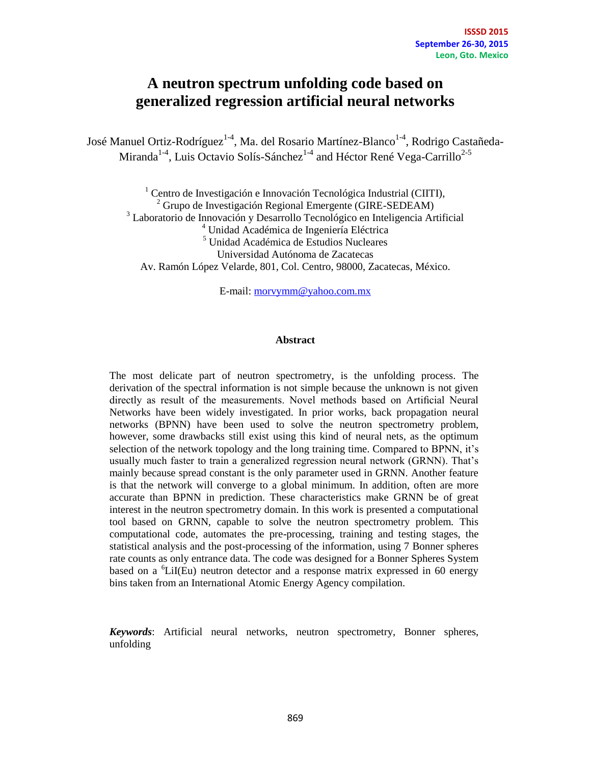# A neutron spectrum unfolding code based on generalized regression artificial neural networks

José Manuel Ortiz-Rodríguez[1-4], Ma. del Rosario Martínez-Blanco[1-4], Rodrigo Castañeda-Miranda[1-4], Luis Octavio Solís-Sánchez[1-4] and Héctor René Vega-Carrillo[2-5]

[1] Centro de Investigación e Innovación Tecnológica Industrial (CIITI),
[2] Grupo de Investigación Regional Emergente (GIRE-SEDEAM)
[3] Laboratorio de Innovación y Desarrollo Tecnológico en Inteligencia Artificial
[4] Unidad Académica de Ingeniería Eléctrica
[5] Unidad Académica de Estudios Nucleares
Universidad Autónoma de Zacatecas
Av. Ramón López Velarde, 801, Col. Centro, 98000, Zacatecas, México.

E-mail: morvymm@yahoo.com.mx

## Abstract

The most delicate part of neutron spectrometry, is the unfolding process. The derivation of the spectral information is not simple because the unknown is not given directly as result of the measurements. Novel methods based on Artificial Neural Networks have been widely investigated. In prior works, back propagation neural networks (BPNN) have been used to solve the neutron spectrometry problem, however, some drawbacks still exist using this kind of neural nets, as the optimum selection of the network topology and the long training time. Compared to BPNN, it's usually much faster to train a generalized regression neural network (GRNN). That's mainly because spread constant is the only parameter used in GRNN. Another feature is that the network will converge to a global minimum. In addition, often are more accurate than BPNN in prediction. These characteristics make GRNN be of great interest in the neutron spectrometry domain. In this work is presented a computational tool based on GRNN, capable to solve the neutron spectrometry problem. This computational code, automates the pre-processing, training and testing stages, the statistical analysis and the post-processing of the information, using 7 Bonner spheres rate counts as only entrance data. The code was designed for a Bonner Spheres System based on a $^{6}$LiI(Eu) neutron detector and a response matrix expressed in 60 energy bins taken from an International Atomic Energy Agency compilation.

***Keywords***: Artificial neural networks, neutron spectrometry, Bonner spheres, unfolding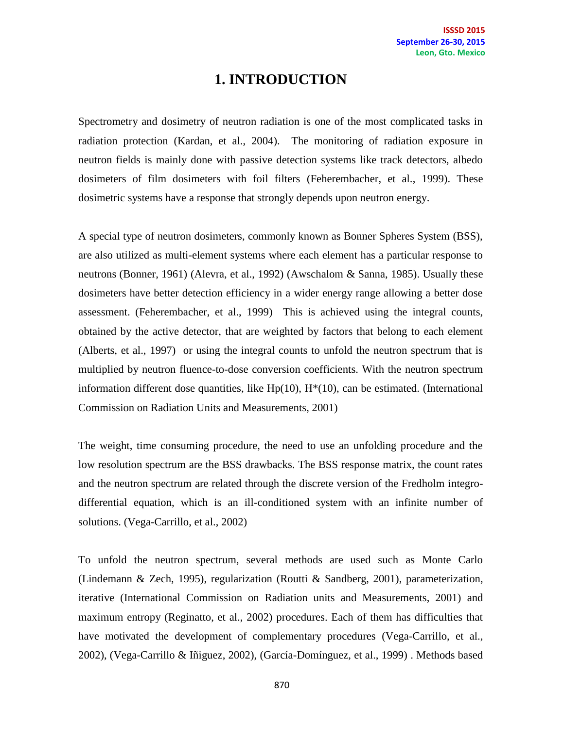# 1. INTRODUCTION

Spectrometry and dosimetry of neutron radiation is one of the most complicated tasks in radiation protection (Kardan, et al., 2004). The monitoring of radiation exposure in neutron fields is mainly done with passive detection systems like track detectors, albedo dosimeters of film dosimeters with foil filters (Feherembacher, et al., 1999). These dosimetric systems have a response that strongly depends upon neutron energy.

A special type of neutron dosimeters, commonly known as Bonner Spheres System (BSS), are also utilized as multi-element systems where each element has a particular response to neutrons (Bonner, 1961) (Alevra, et al., 1992) (Awschalom & Sanna, 1985). Usually these dosimeters have better detection efficiency in a wider energy range allowing a better dose assessment. (Feherembacher, et al., 1999) This is achieved using the integral counts, obtained by the active detector, that are weighted by factors that belong to each element (Alberts, et al., 1997) or using the integral counts to unfold the neutron spectrum that is multiplied by neutron fluence-to-dose conversion coefficients. With the neutron spectrum information different dose quantities, like Hp(10), H*(10), can be estimated. (International Commission on Radiation Units and Measurements, 2001)

The weight, time consuming procedure, the need to use an unfolding procedure and the low resolution spectrum are the BSS drawbacks. The BSS response matrix, the count rates and the neutron spectrum are related through the discrete version of the Fredholm integro-differential equation, which is an ill-conditioned system with an infinite number of solutions. (Vega-Carrillo, et al., 2002)

To unfold the neutron spectrum, several methods are used such as Monte Carlo (Lindemann & Zech, 1995), regularization (Routti & Sandberg, 2001), parameterization, iterative (International Commission on Radiation units and Measurements, 2001) and maximum entropy (Reginatto, et al., 2002) procedures. Each of them has difficulties that have motivated the development of complementary procedures (Vega-Carrillo, et al., 2002), (Vega-Carrillo & Iñiguez, 2002), (García-Domínguez, et al., 1999) . Methods based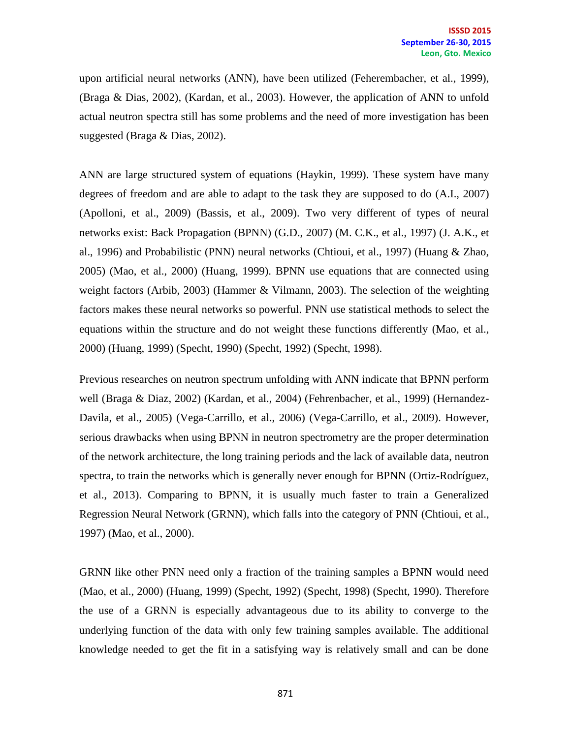upon artificial neural networks (ANN), have been utilized (Feherembacher, et al., 1999), (Braga & Dias, 2002), (Kardan, et al., 2003). However, the application of ANN to unfold actual neutron spectra still has some problems and the need of more investigation has been suggested (Braga & Dias, 2002).

ANN are large structured system of equations (Haykin, 1999). These system have many degrees of freedom and are able to adapt to the task they are supposed to do (A.I., 2007) (Apolloni, et al., 2009) (Bassis, et al., 2009). Two very different of types of neural networks exist: Back Propagation (BPNN) (G.D., 2007) (M. C.K., et al., 1997) (J. A.K., et al., 1996) and Probabilistic (PNN) neural networks (Chtioui, et al., 1997) (Huang & Zhao, 2005) (Mao, et al., 2000) (Huang, 1999). BPNN use equations that are connected using weight factors (Arbib, 2003) (Hammer & Vilmann, 2003). The selection of the weighting factors makes these neural networks so powerful. PNN use statistical methods to select the equations within the structure and do not weight these functions differently (Mao, et al., 2000) (Huang, 1999) (Specht, 1990) (Specht, 1992) (Specht, 1998).

Previous researches on neutron spectrum unfolding with ANN indicate that BPNN perform well (Braga & Diaz, 2002) (Kardan, et al., 2004) (Fehrenbacher, et al., 1999) (Hernandez-Davila, et al., 2005) (Vega-Carrillo, et al., 2006) (Vega-Carrillo, et al., 2009). However, serious drawbacks when using BPNN in neutron spectrometry are the proper determination of the network architecture, the long training periods and the lack of available data, neutron spectra, to train the networks which is generally never enough for BPNN (Ortiz-Rodríguez, et al., 2013). Comparing to BPNN, it is usually much faster to train a Generalized Regression Neural Network (GRNN), which falls into the category of PNN (Chtioui, et al., 1997) (Mao, et al., 2000).

GRNN like other PNN need only a fraction of the training samples a BPNN would need (Mao, et al., 2000) (Huang, 1999) (Specht, 1992) (Specht, 1998) (Specht, 1990). Therefore the use of a GRNN is especially advantageous due to its ability to converge to the underlying function of the data with only few training samples available. The additional knowledge needed to get the fit in a satisfying way is relatively small and can be done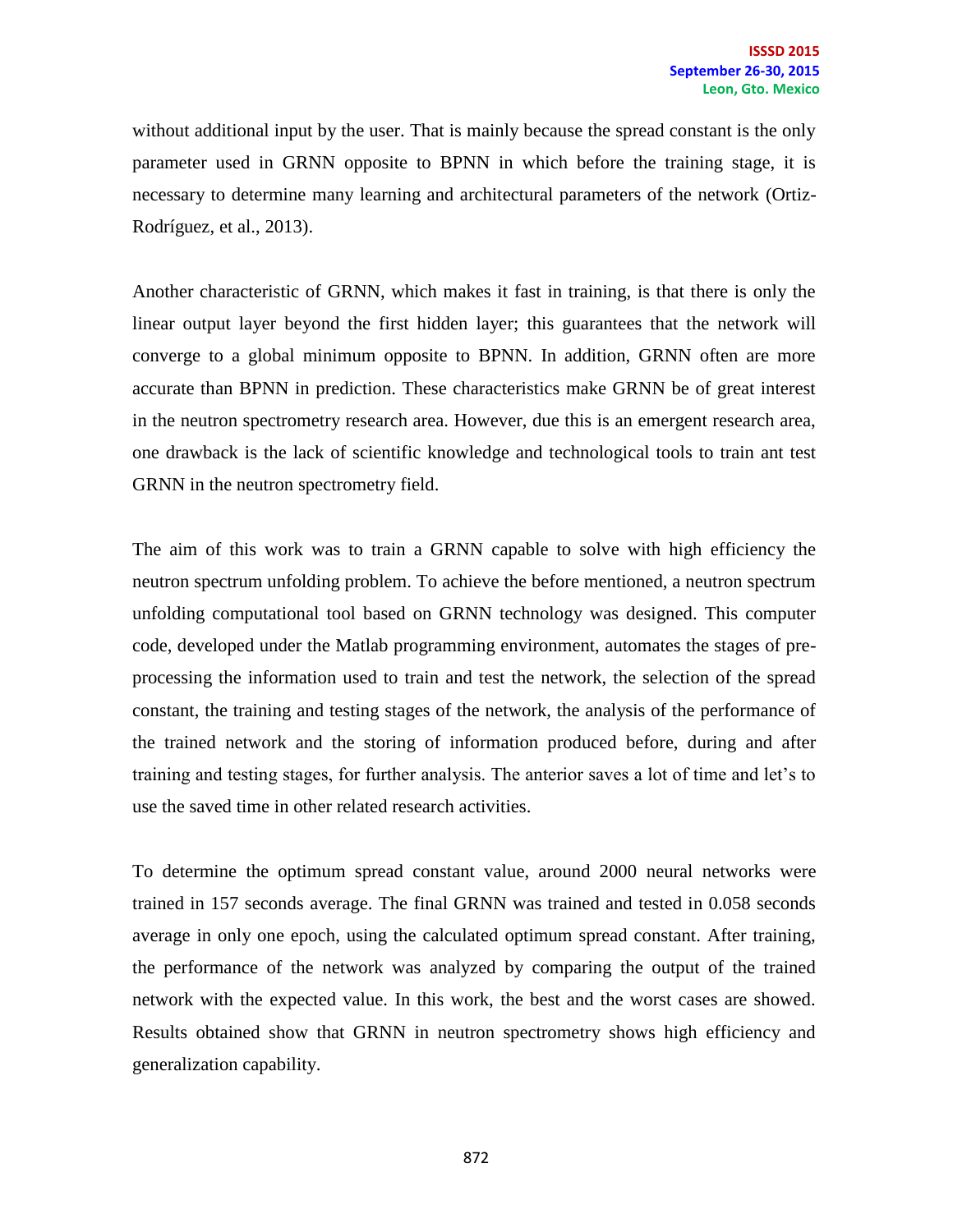without additional input by the user. That is mainly because the spread constant is the only parameter used in GRNN opposite to BPNN in which before the training stage, it is necessary to determine many learning and architectural parameters of the network (Ortiz-Rodríguez, et al., 2013).

Another characteristic of GRNN, which makes it fast in training, is that there is only the linear output layer beyond the first hidden layer; this guarantees that the network will converge to a global minimum opposite to BPNN. In addition, GRNN often are more accurate than BPNN in prediction. These characteristics make GRNN be of great interest in the neutron spectrometry research area. However, due this is an emergent research area, one drawback is the lack of scientific knowledge and technological tools to train ant test GRNN in the neutron spectrometry field.

The aim of this work was to train a GRNN capable to solve with high efficiency the neutron spectrum unfolding problem. To achieve the before mentioned, a neutron spectrum unfolding computational tool based on GRNN technology was designed. This computer code, developed under the Matlab programming environment, automates the stages of pre-processing the information used to train and test the network, the selection of the spread constant, the training and testing stages of the network, the analysis of the performance of the trained network and the storing of information produced before, during and after training and testing stages, for further analysis. The anterior saves a lot of time and let's to use the saved time in other related research activities.

To determine the optimum spread constant value, around 2000 neural networks were trained in 157 seconds average. The final GRNN was trained and tested in 0.058 seconds average in only one epoch, using the calculated optimum spread constant. After training, the performance of the network was analyzed by comparing the output of the trained network with the expected value. In this work, the best and the worst cases are showed. Results obtained show that GRNN in neutron spectrometry shows high efficiency and generalization capability.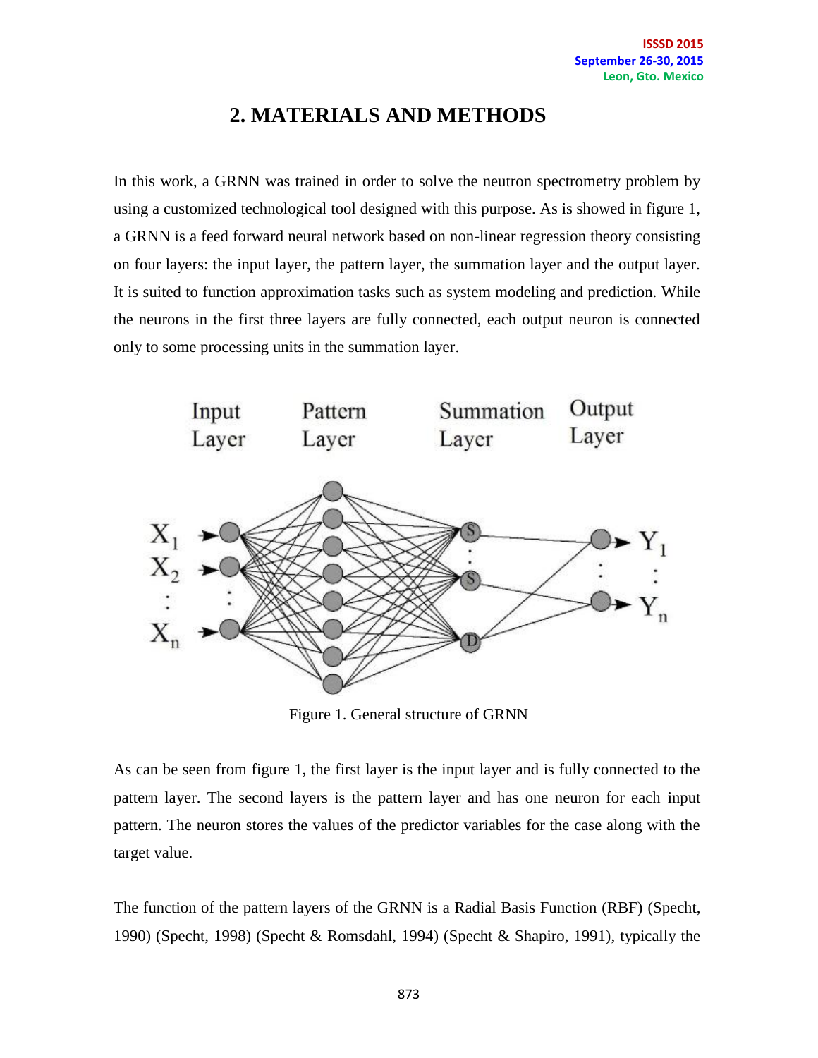## 2. MATERIALS AND METHODS

In this work, a GRNN was trained in order to solve the neutron spectrometry problem by using a customized technological tool designed with this purpose. As is showed in figure 1, a GRNN is a feed forward neural network based on non-linear regression theory consisting on four layers: the input layer, the pattern layer, the summation layer and the output layer. It is suited to function approximation tasks such as system modeling and prediction. While the neurons in the first three layers are fully connected, each output neuron is connected only to some processing units in the summation layer.

Figure 1. General structure of GRNN

As can be seen from figure 1, the first layer is the input layer and is fully connected to the pattern layer. The second layers is the pattern layer and has one neuron for each input pattern. The neuron stores the values of the predictor variables for the case along with the target value.

The function of the pattern layers of the GRNN is a Radial Basis Function (RBF) (Specht, 1990) (Specht, 1998) (Specht & Romsdahl, 1994) (Specht & Shapiro, 1991), typically the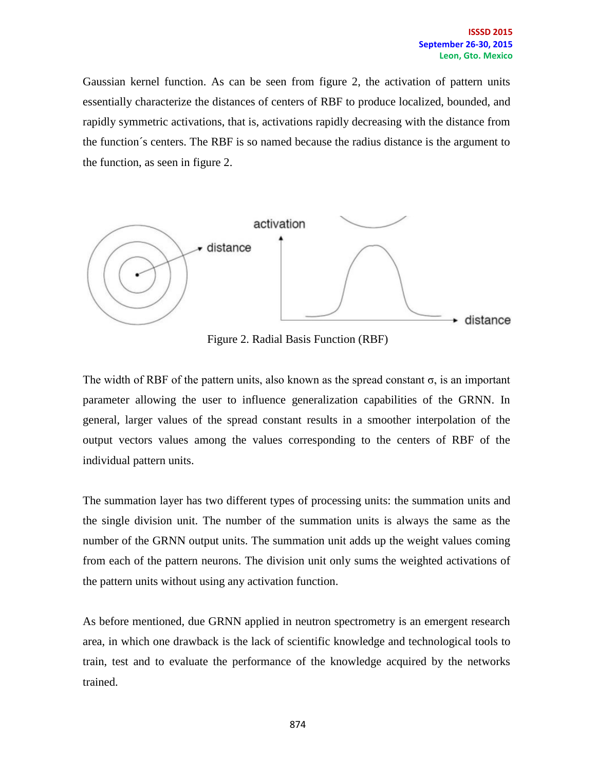Gaussian kernel function. As can be seen from figure 2, the activation of pattern units essentially characterize the distances of centers of RBF to produce localized, bounded, and rapidly symmetric activations, that is, activations rapidly decreasing with the distance from the function´s centers. The RBF is so named because the radius distance is the argument to the function, as seen in figure 2.

Figure 2. Radial Basis Function (RBF)

The width of RBF of the pattern units, also known as the spread constant σ, is an important parameter allowing the user to influence generalization capabilities of the GRNN. In general, larger values of the spread constant results in a smoother interpolation of the output vectors values among the values corresponding to the centers of RBF of the individual pattern units.

The summation layer has two different types of processing units: the summation units and the single division unit. The number of the summation units is always the same as the number of the GRNN output units. The summation unit adds up the weight values coming from each of the pattern neurons. The division unit only sums the weighted activations of the pattern units without using any activation function.

As before mentioned, due GRNN applied in neutron spectrometry is an emergent research area, in which one drawback is the lack of scientific knowledge and technological tools to train, test and to evaluate the performance of the knowledge acquired by the networks trained.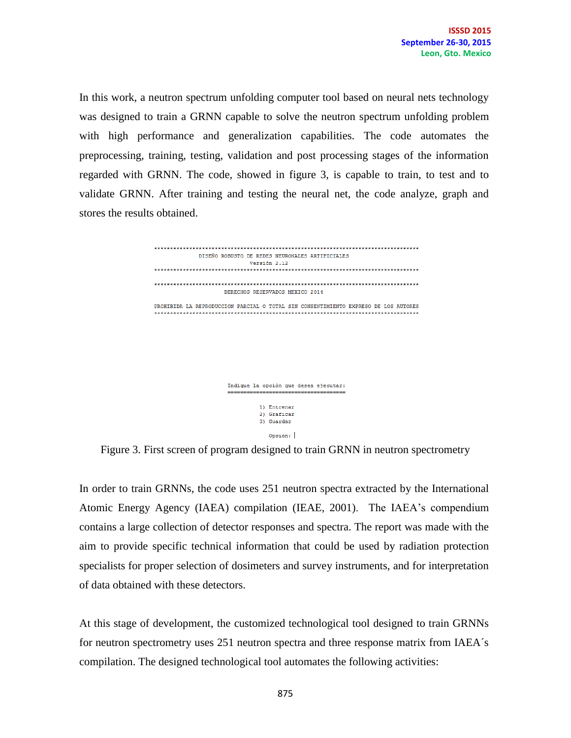In this work, a neutron spectrum unfolding computer tool based on neural nets technology was designed to train a GRNN capable to solve the neutron spectrum unfolding problem with high performance and generalization capabilities. The code automates the preprocessing, training, testing, validation and post processing stages of the information regarded with GRNN. The code, showed in figure 3, is capable to train, to test and to validate GRNN. After training and testing the neural net, the code analyze, graph and stores the results obtained.

```
**********************************************************************************
              DISEÑO ROBUSTO DE REDES NEURONALES ARTIFICIALES
                              Versión 2.12
**********************************************************************************

**********************************************************************************
                        DERECHOS RESERVADOS MEXICO 2014

PROHIBIDA LA REPRODUCCION PARCIAL O TOTAL SIN CONSENTIMIENTO EXPRESO DE LOS AUTORES
**********************************************************************************




                      Indique la opción que desea ejecutar:
                      ===================================

                              1) Entrenar
                              2) Graficar
                              3) Guardar

                                Opción: |
```

Figure 3. First screen of program designed to train GRNN in neutron spectrometry

In order to train GRNNs, the code uses 251 neutron spectra extracted by the International Atomic Energy Agency (IAEA) compilation (IEAE, 2001). The IAEA's compendium contains a large collection of detector responses and spectra. The report was made with the aim to provide specific technical information that could be used by radiation protection specialists for proper selection of dosimeters and survey instruments, and for interpretation of data obtained with these detectors.

At this stage of development, the customized technological tool designed to train GRNNs for neutron spectrometry uses 251 neutron spectra and three response matrix from IAEA´s compilation. The designed technological tool automates the following activities: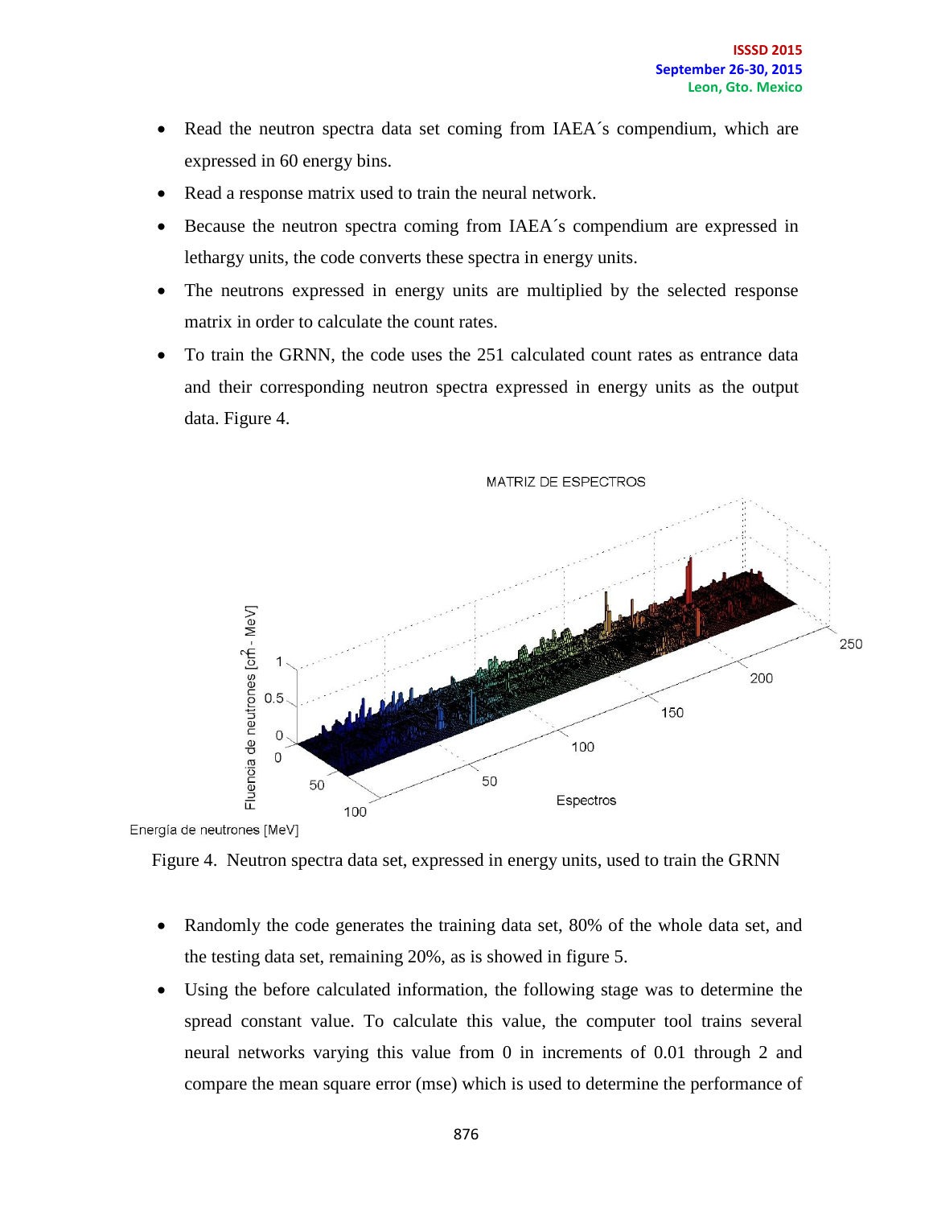- Read the neutron spectra data set coming from IAEA´s compendium, which are expressed in 60 energy bins.
- Read a response matrix used to train the neural network.
- Because the neutron spectra coming from IAEA´s compendium are expressed in lethargy units, the code converts these spectra in energy units.
- The neutrons expressed in energy units are multiplied by the selected response matrix in order to calculate the count rates.
- To train the GRNN, the code uses the 251 calculated count rates as entrance data and their corresponding neutron spectra expressed in energy units as the output data. Figure 4.

Figure 4. Neutron spectra data set, expressed in energy units, used to train the GRNN

- Randomly the code generates the training data set, 80% of the whole data set, and the testing data set, remaining 20%, as is showed in figure 5.
- Using the before calculated information, the following stage was to determine the spread constant value. To calculate this value, the computer tool trains several neural networks varying this value from 0 in increments of 0.01 through 2 and compare the mean square error (mse) which is used to determine the performance of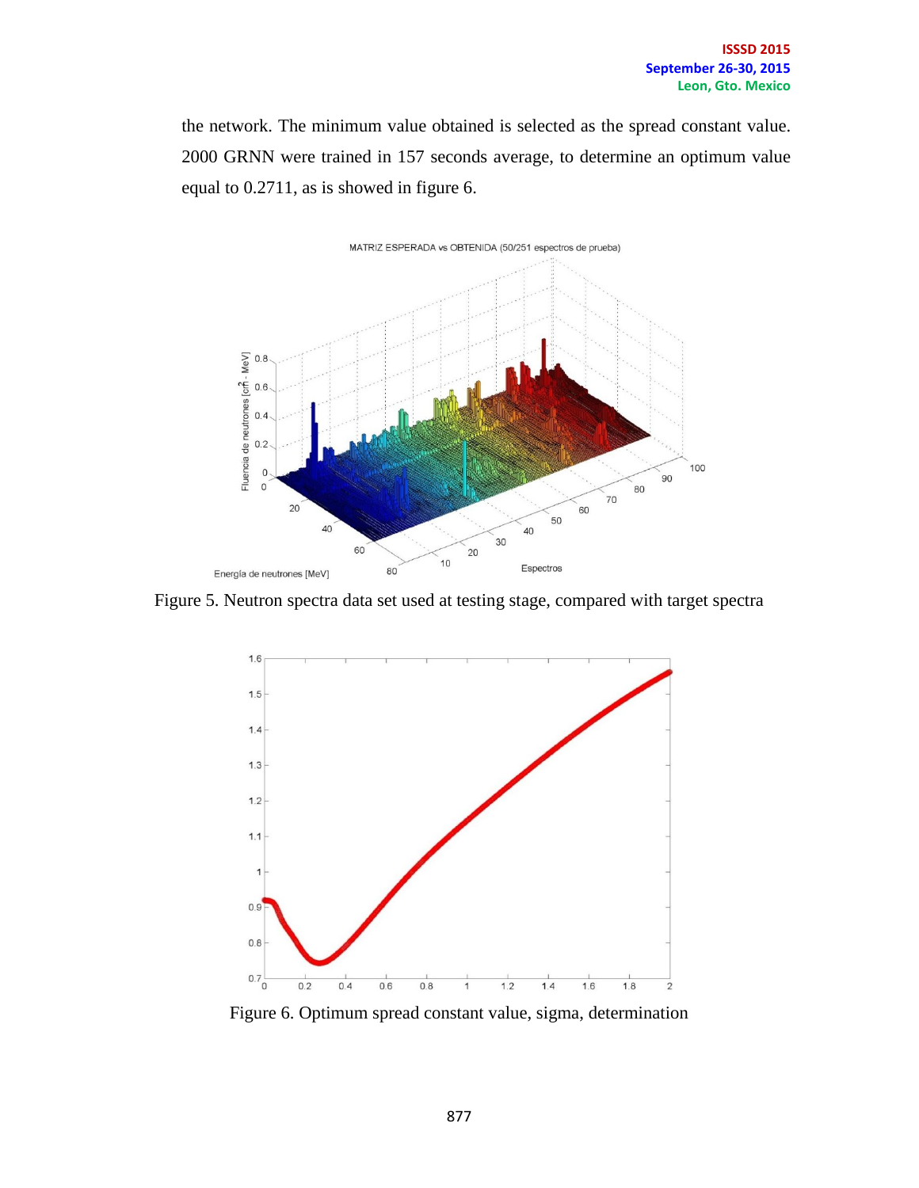the network. The minimum value obtained is selected as the spread constant value. 2000 GRNN were trained in 157 seconds average, to determine an optimum value equal to 0.2711, as is showed in figure 6.

Figure 5. Neutron spectra data set used at testing stage, compared with target spectra

Figure 6. Optimum spread constant value, sigma, determination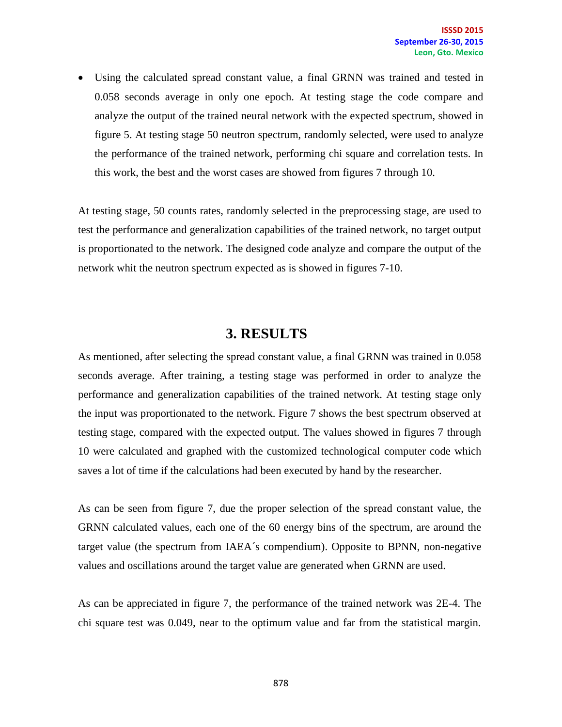- Using the calculated spread constant value, a final GRNN was trained and tested in 0.058 seconds average in only one epoch. At testing stage the code compare and analyze the output of the trained neural network with the expected spectrum, showed in figure 5. At testing stage 50 neutron spectrum, randomly selected, were used to analyze the performance of the trained network, performing chi square and correlation tests. In this work, the best and the worst cases are showed from figures 7 through 10.

At testing stage, 50 counts rates, randomly selected in the preprocessing stage, are used to test the performance and generalization capabilities of the trained network, no target output is proportionated to the network. The designed code analyze and compare the output of the network whit the neutron spectrum expected as is showed in figures 7-10.

# 3. RESULTS

As mentioned, after selecting the spread constant value, a final GRNN was trained in 0.058 seconds average. After training, a testing stage was performed in order to analyze the performance and generalization capabilities of the trained network. At testing stage only the input was proportionated to the network. Figure 7 shows the best spectrum observed at testing stage, compared with the expected output. The values showed in figures 7 through 10 were calculated and graphed with the customized technological computer code which saves a lot of time if the calculations had been executed by hand by the researcher.

As can be seen from figure 7, due the proper selection of the spread constant value, the GRNN calculated values, each one of the 60 energy bins of the spectrum, are around the target value (the spectrum from IAEA´s compendium). Opposite to BPNN, non-negative values and oscillations around the target value are generated when GRNN are used.

As can be appreciated in figure 7, the performance of the trained network was 2E-4. The chi square test was 0.049, near to the optimum value and far from the statistical margin.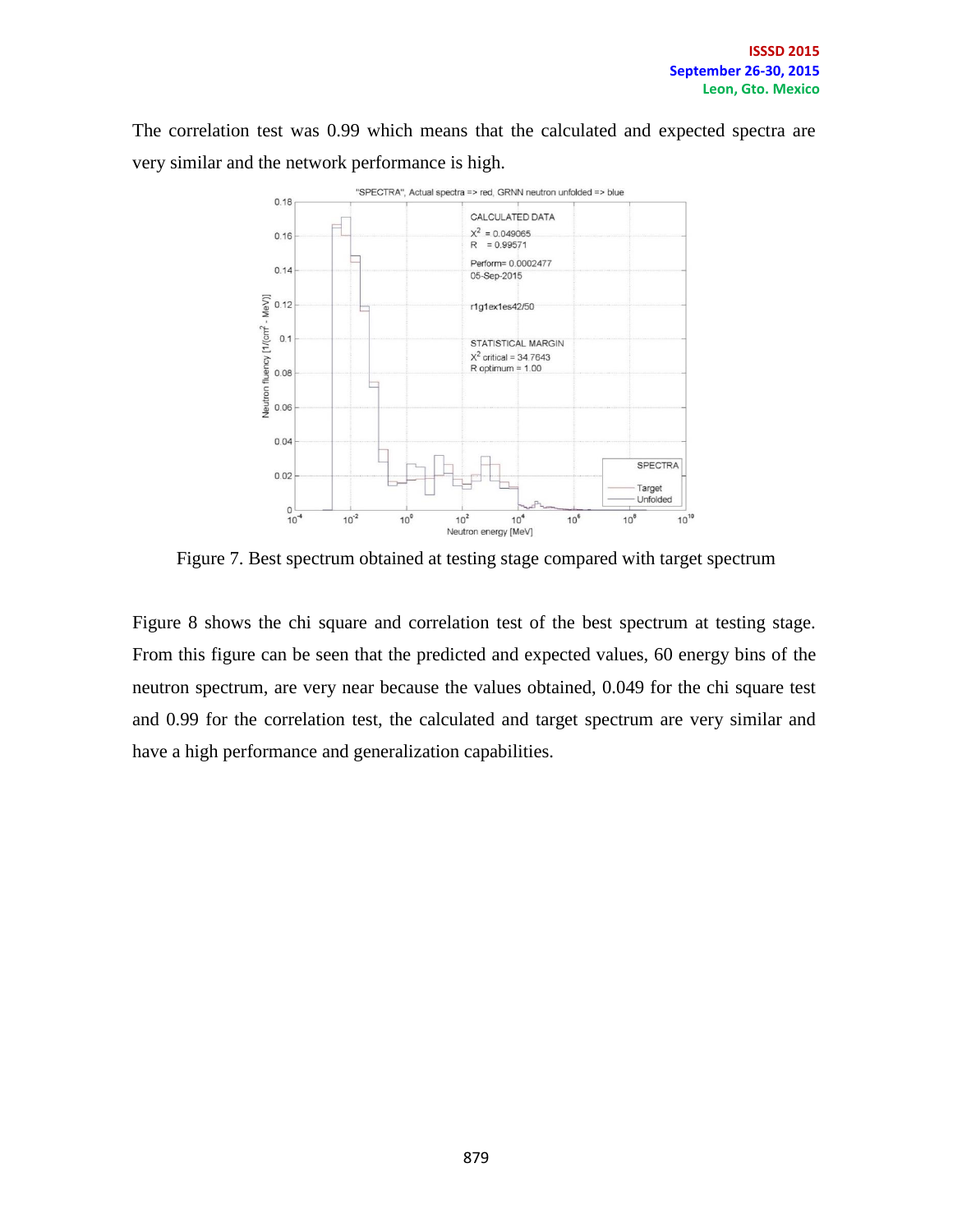The correlation test was 0.99 which means that the calculated and expected spectra are very similar and the network performance is high.

Figure 7. Best spectrum obtained at testing stage compared with target spectrum

Figure 8 shows the chi square and correlation test of the best spectrum at testing stage. From this figure can be seen that the predicted and expected values, 60 energy bins of the neutron spectrum, are very near because the values obtained, 0.049 for the chi square test and 0.99 for the correlation test, the calculated and target spectrum are very similar and have a high performance and generalization capabilities.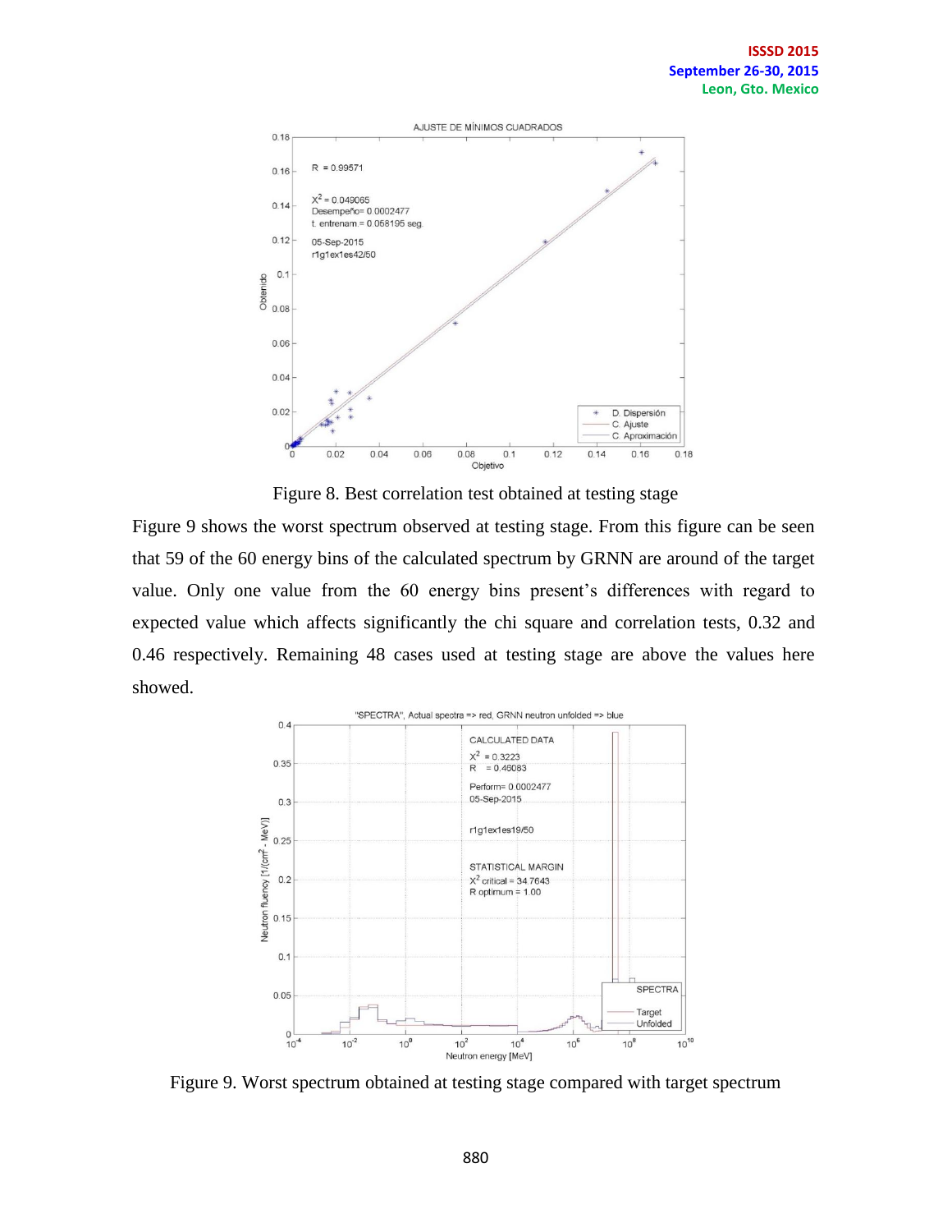Figure 8. Best correlation test obtained at testing stage

Figure 9 shows the worst spectrum observed at testing stage. From this figure can be seen that 59 of the 60 energy bins of the calculated spectrum by GRNN are around of the target value. Only one value from the 60 energy bins present's differences with regard to expected value which affects significantly the chi square and correlation tests, 0.32 and 0.46 respectively. Remaining 48 cases used at testing stage are above the values here showed.

Figure 9. Worst spectrum obtained at testing stage compared with target spectrum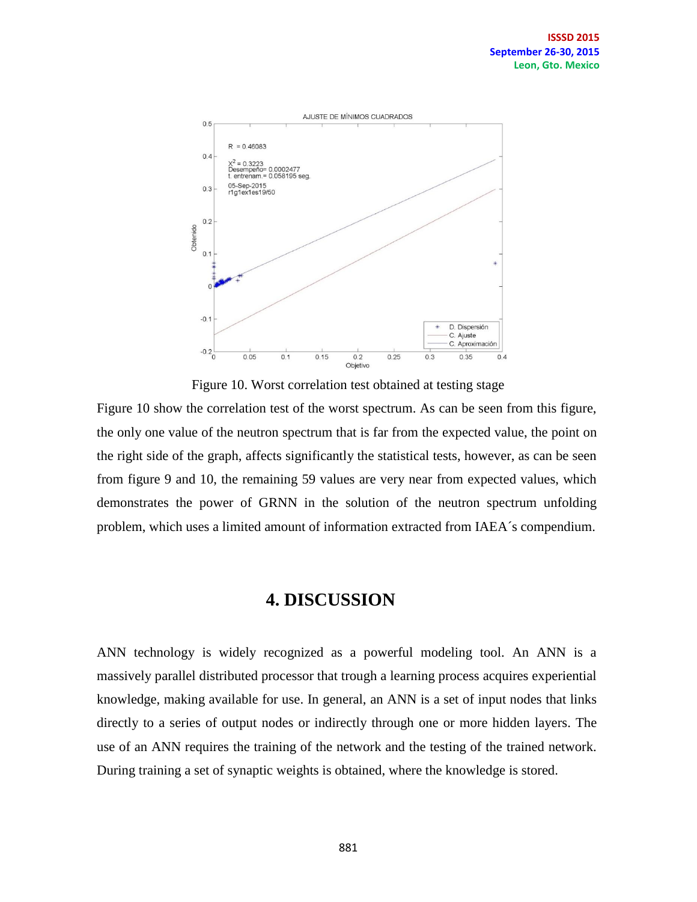Figure 10. Worst correlation test obtained at testing stage

Figure 10 show the correlation test of the worst spectrum. As can be seen from this figure, the only one value of the neutron spectrum that is far from the expected value, the point on the right side of the graph, affects significantly the statistical tests, however, as can be seen from figure 9 and 10, the remaining 59 values are very near from expected values, which demonstrates the power of GRNN in the solution of the neutron spectrum unfolding problem, which uses a limited amount of information extracted from IAEA´s compendium.

# 4. DISCUSSION

ANN technology is widely recognized as a powerful modeling tool. An ANN is a massively parallel distributed processor that trough a learning process acquires experiential knowledge, making available for use. In general, an ANN is a set of input nodes that links directly to a series of output nodes or indirectly through one or more hidden layers. The use of an ANN requires the training of the network and the testing of the trained network. During training a set of synaptic weights is obtained, where the knowledge is stored.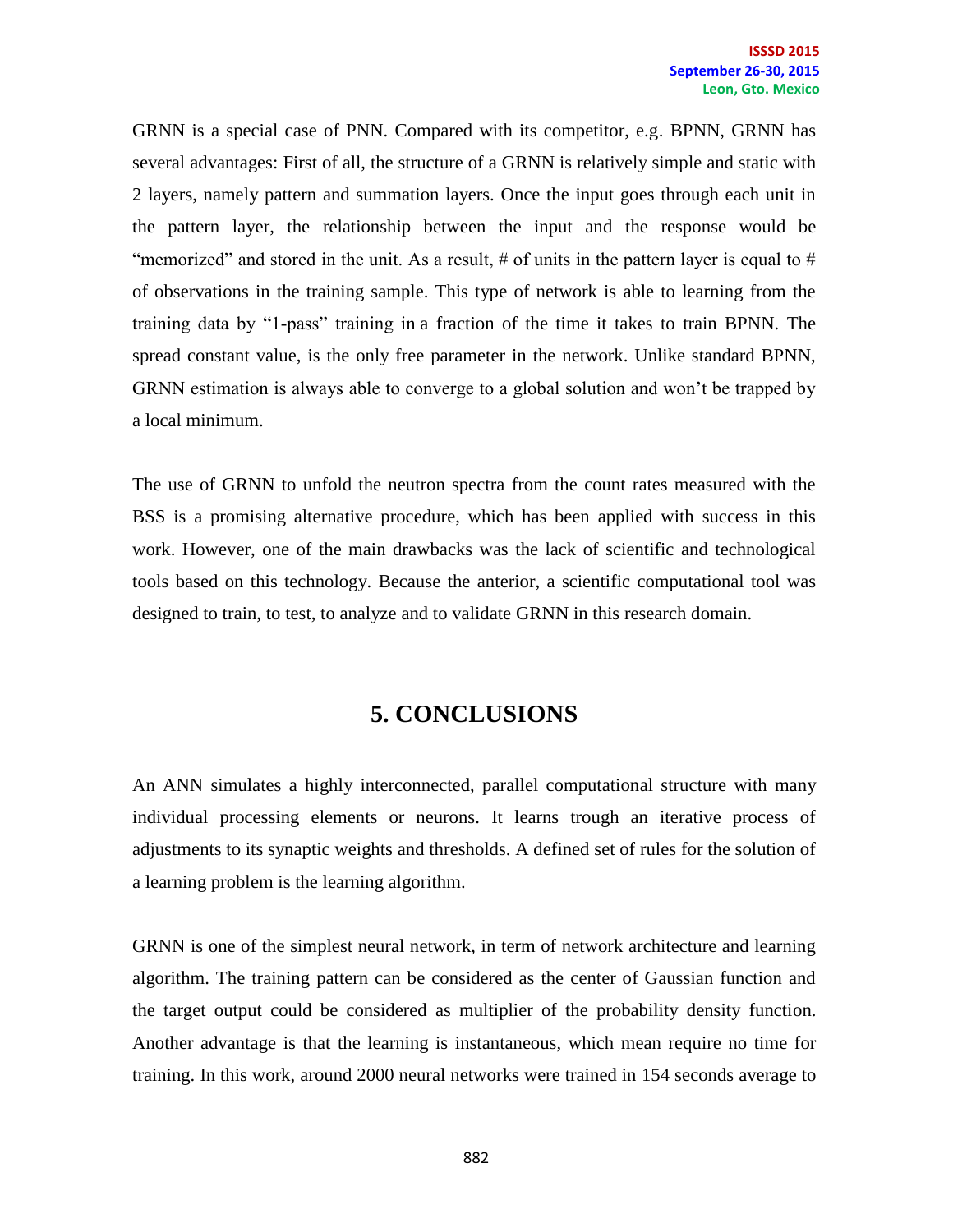GRNN is a special case of PNN. Compared with its competitor, e.g. BPNN, GRNN has several advantages: First of all, the structure of a GRNN is relatively simple and static with 2 layers, namely pattern and summation layers. Once the input goes through each unit in the pattern layer, the relationship between the input and the response would be "memorized" and stored in the unit. As a result, # of units in the pattern layer is equal to # of observations in the training sample. This type of network is able to learning from the training data by "1-pass" training in a fraction of the time it takes to train BPNN. The spread constant value, is the only free parameter in the network. Unlike standard BPNN, GRNN estimation is always able to converge to a global solution and won't be trapped by a local minimum.

The use of GRNN to unfold the neutron spectra from the count rates measured with the BSS is a promising alternative procedure, which has been applied with success in this work. However, one of the main drawbacks was the lack of scientific and technological tools based on this technology. Because the anterior, a scientific computational tool was designed to train, to test, to analyze and to validate GRNN in this research domain.

## 5. CONCLUSIONS

An ANN simulates a highly interconnected, parallel computational structure with many individual processing elements or neurons. It learns trough an iterative process of adjustments to its synaptic weights and thresholds. A defined set of rules for the solution of a learning problem is the learning algorithm.

GRNN is one of the simplest neural network, in term of network architecture and learning algorithm. The training pattern can be considered as the center of Gaussian function and the target output could be considered as multiplier of the probability density function. Another advantage is that the learning is instantaneous, which mean require no time for training. In this work, around 2000 neural networks were trained in 154 seconds average to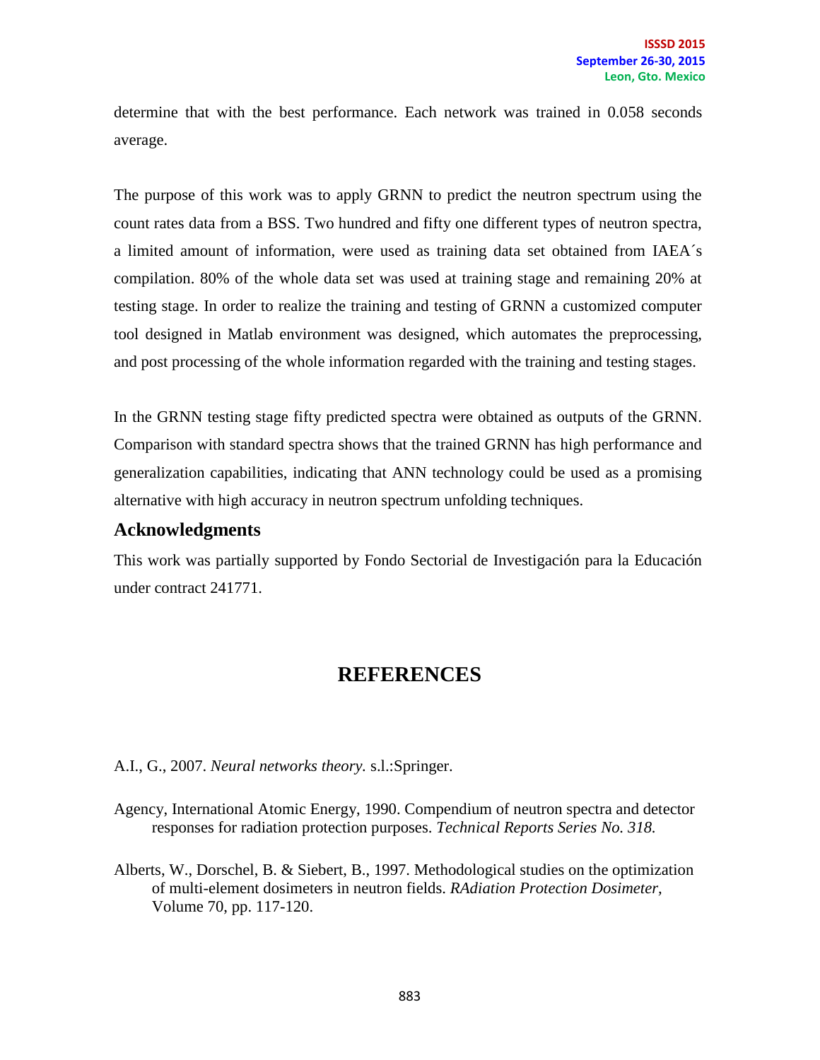determine that with the best performance. Each network was trained in 0.058 seconds average.

The purpose of this work was to apply GRNN to predict the neutron spectrum using the count rates data from a BSS. Two hundred and fifty one different types of neutron spectra, a limited amount of information, were used as training data set obtained from IAEA´s compilation. 80% of the whole data set was used at training stage and remaining 20% at testing stage. In order to realize the training and testing of GRNN a customized computer tool designed in Matlab environment was designed, which automates the preprocessing, and post processing of the whole information regarded with the training and testing stages.

In the GRNN testing stage fifty predicted spectra were obtained as outputs of the GRNN. Comparison with standard spectra shows that the trained GRNN has high performance and generalization capabilities, indicating that ANN technology could be used as a promising alternative with high accuracy in neutron spectrum unfolding techniques.

## Acknowledgments

This work was partially supported by Fondo Sectorial de Investigación para la Educación under contract 241771.

# REFERENCES

A.I., G., 2007. *Neural networks theory.* s.l.:Springer.

Agency, International Atomic Energy, 1990. Compendium of neutron spectra and detector responses for radiation protection purposes. *Technical Reports Series No. 318.*

Alberts, W., Dorschel, B. & Siebert, B., 1997. Methodological studies on the optimization of multi-element dosimeters in neutron fields. *RAdiation Protection Dosimeter,* Volume 70, pp. 117-120.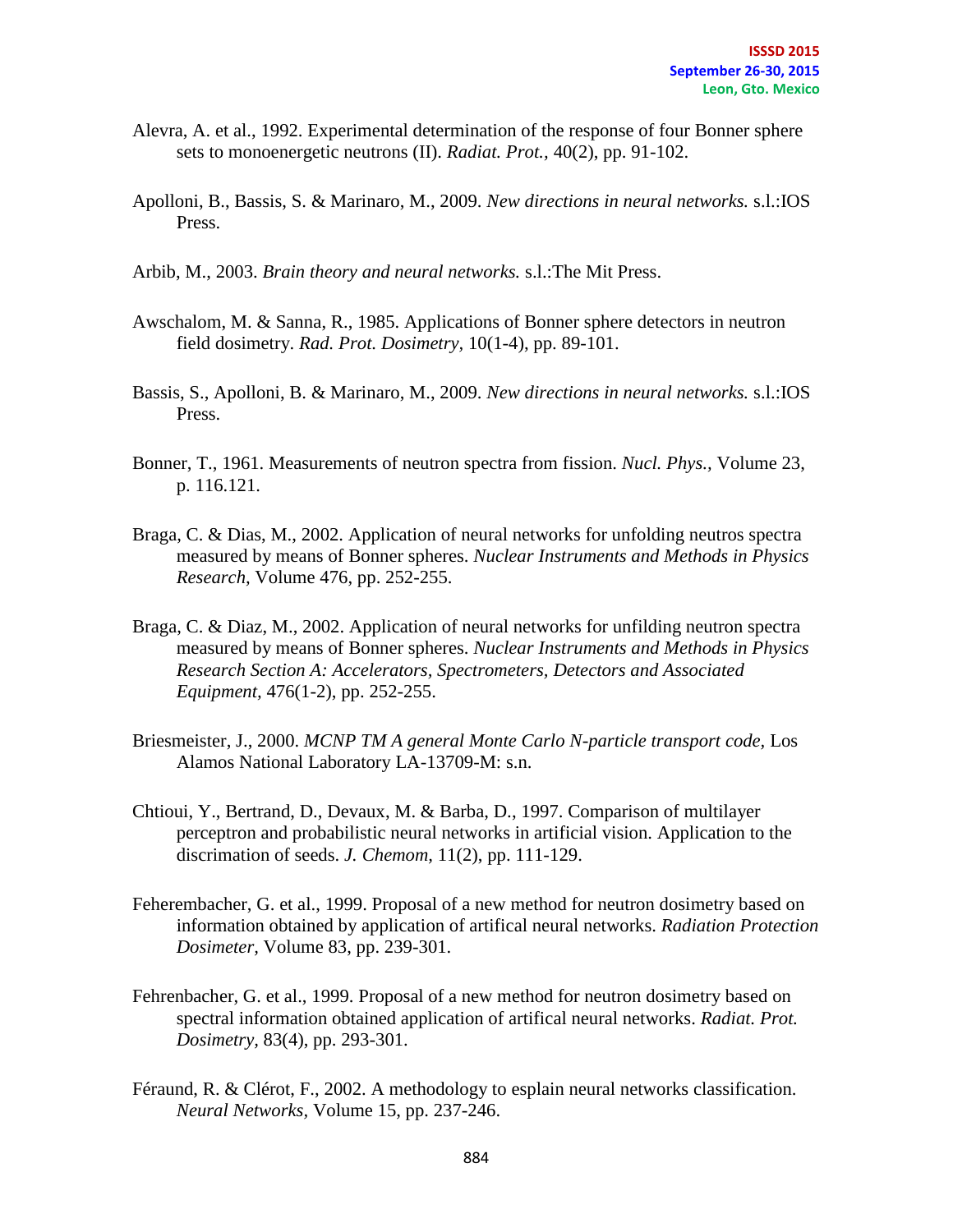Alevra, A. et al., 1992. Experimental determination of the response of four Bonner sphere sets to monoenergetic neutrons (II). *Radiat. Prot.,* 40(2), pp. 91-102.

Apolloni, B., Bassis, S. & Marinaro, M., 2009. *New directions in neural networks.* s.l.:IOS Press.

Arbib, M., 2003. *Brain theory and neural networks.* s.l.:The Mit Press.

Awschalom, M. & Sanna, R., 1985. Applications of Bonner sphere detectors in neutron field dosimetry. *Rad. Prot. Dosimetry,* 10(1-4), pp. 89-101.

Bassis, S., Apolloni, B. & Marinaro, M., 2009. *New directions in neural networks.* s.l.:IOS Press.

Bonner, T., 1961. Measurements of neutron spectra from fission. *Nucl. Phys.,* Volume 23, p. 116.121.

Braga, C. & Dias, M., 2002. Application of neural networks for unfolding neutros spectra measured by means of Bonner spheres. *Nuclear Instruments and Methods in Physics Research,* Volume 476, pp. 252-255.

Braga, C. & Diaz, M., 2002. Application of neural networks for unfilding neutron spectra measured by means of Bonner spheres. *Nuclear Instruments and Methods in Physics Research Section A: Accelerators, Spectrometers, Detectors and Associated Equipment,* 476(1-2), pp. 252-255.

Briesmeister, J., 2000. *MCNP TM A general Monte Carlo N-particle transport code,* Los Alamos National Laboratory LA-13709-M: s.n.

Chtioui, Y., Bertrand, D., Devaux, M. & Barba, D., 1997. Comparison of multilayer perceptron and probabilistic neural networks in artificial vision. Application to the discrimation of seeds. *J. Chemom,* 11(2), pp. 111-129.

Feherembacher, G. et al., 1999. Proposal of a new method for neutron dosimetry based on information obtained by application of artifical neural networks. *Radiation Protection Dosimeter,* Volume 83, pp. 239-301.

Fehrenbacher, G. et al., 1999. Proposal of a new method for neutron dosimetry based on spectral information obtained application of artifical neural networks. *Radiat. Prot. Dosimetry,* 83(4), pp. 293-301.

Féraund, R. & Clérot, F., 2002. A methodology to esplain neural networks classification. *Neural Networks,* Volume 15, pp. 237-246.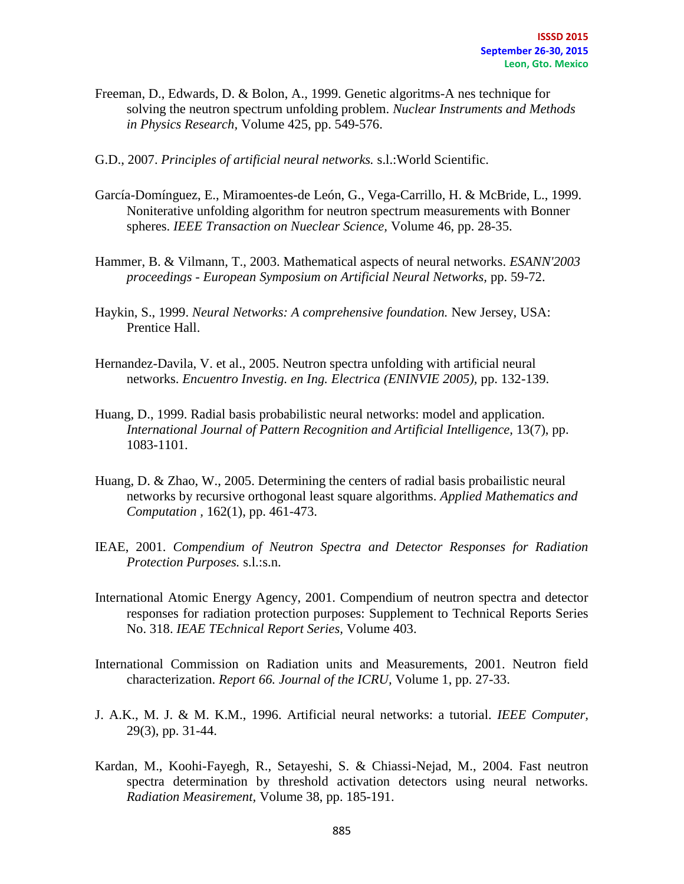Freeman, D., Edwards, D. & Bolon, A., 1999. Genetic algoritms-A nes technique for solving the neutron spectrum unfolding problem. *Nuclear Instruments and Methods in Physics Research,* Volume 425, pp. 549-576.

G.D., 2007. *Principles of artificial neural networks.* s.l.:World Scientific.

García-Domínguez, E., Miramoentes-de León, G., Vega-Carrillo, H. & McBride, L., 1999. Noniterative unfolding algorithm for neutron spectrum measurements with Bonner spheres. *IEEE Transaction on Nueclear Science,* Volume 46, pp. 28-35.

Hammer, B. & Vilmann, T., 2003. Mathematical aspects of neural networks. *ESANN'2003 proceedings - European Symposium on Artificial Neural Networks,* pp. 59-72.

Haykin, S., 1999. *Neural Networks: A comprehensive foundation.* New Jersey, USA: Prentice Hall.

Hernandez-Davila, V. et al., 2005. Neutron spectra unfolding with artificial neural networks. *Encuentro Investig. en Ing. Electrica (ENINVIE 2005),* pp. 132-139.

Huang, D., 1999. Radial basis probabilistic neural networks: model and application. *International Journal of Pattern Recognition and Artificial Intelligence,* 13(7), pp. 1083-1101.

Huang, D. & Zhao, W., 2005. Determining the centers of radial basis probailistic neural networks by recursive orthogonal least square algorithms. *Applied Mathematics and Computation* , 162(1), pp. 461-473.

IEAE, 2001. *Compendium of Neutron Spectra and Detector Responses for Radiation Protection Purposes.* s.l.:s.n.

International Atomic Energy Agency, 2001. Compendium of neutron spectra and detector responses for radiation protection purposes: Supplement to Technical Reports Series No. 318. *IEAE TEchnical Report Series,* Volume 403.

International Commission on Radiation units and Measurements, 2001. Neutron field characterization. *Report 66. Journal of the ICRU,* Volume 1, pp. 27-33.

J. A.K., M. J. & M. K.M., 1996. Artificial neural networks: a tutorial. *IEEE Computer,* 29(3), pp. 31-44.

Kardan, M., Koohi-Fayegh, R., Setayeshi, S. & Chiassi-Nejad, M., 2004. Fast neutron spectra determination by threshold activation detectors using neural networks. *Radiation Measirement,* Volume 38, pp. 185-191.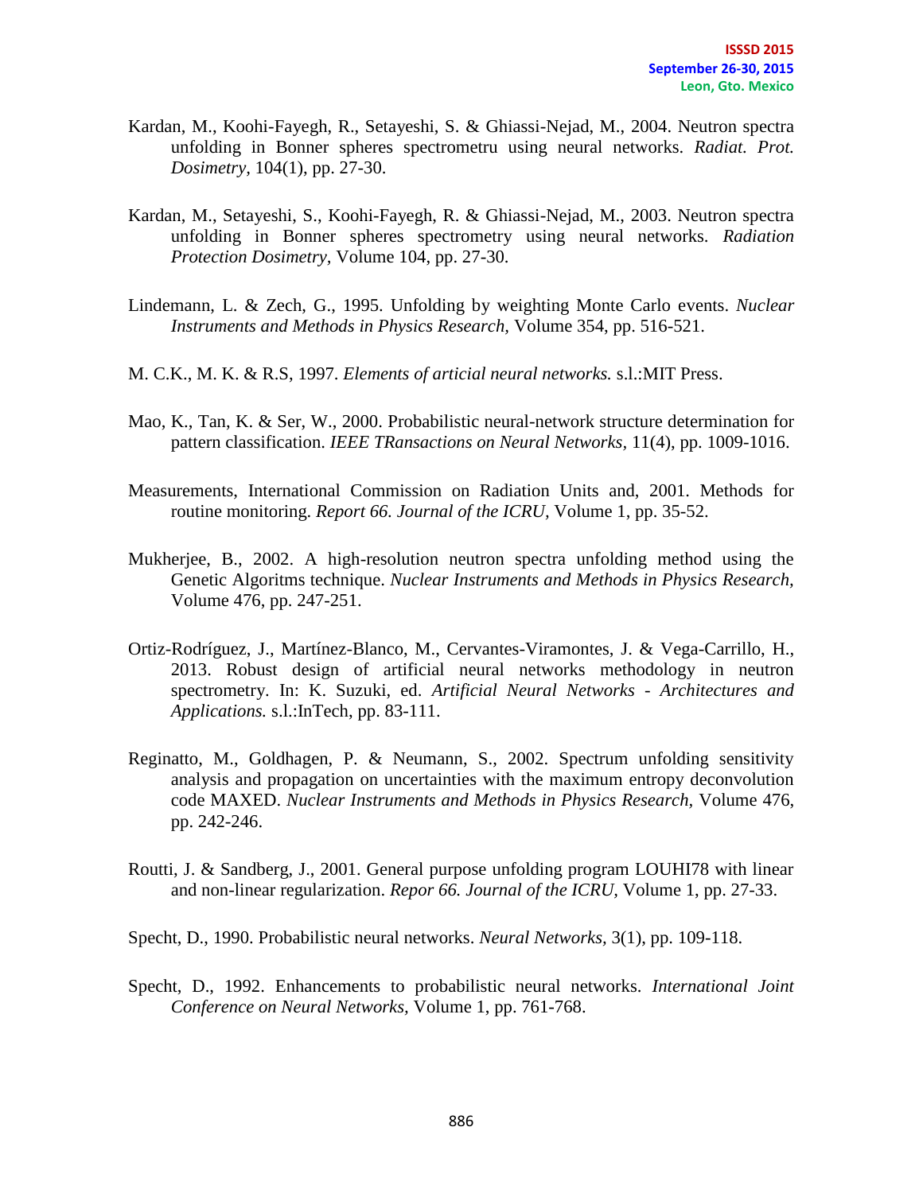Kardan, M., Koohi-Fayegh, R., Setayeshi, S. & Ghiassi-Nejad, M., 2004. Neutron spectra unfolding in Bonner spheres spectrometru using neural networks. *Radiat. Prot. Dosimetry,* 104(1), pp. 27-30.

Kardan, M., Setayeshi, S., Koohi-Fayegh, R. & Ghiassi-Nejad, M., 2003. Neutron spectra unfolding in Bonner spheres spectrometry using neural networks. *Radiation Protection Dosimetry,* Volume 104, pp. 27-30.

Lindemann, L. & Zech, G., 1995. Unfolding by weighting Monte Carlo events. *Nuclear Instruments and Methods in Physics Research,* Volume 354, pp. 516-521.

M. C.K., M. K. & R.S, 1997. *Elements of articial neural networks.* s.l.:MIT Press.

Mao, K., Tan, K. & Ser, W., 2000. Probabilistic neural-network structure determination for pattern classification. *IEEE TRansactions on Neural Networks,* 11(4), pp. 1009-1016.

Measurements, International Commission on Radiation Units and, 2001. Methods for routine monitoring. *Report 66. Journal of the ICRU,* Volume 1, pp. 35-52.

Mukherjee, B., 2002. A high-resolution neutron spectra unfolding method using the Genetic Algoritms technique. *Nuclear Instruments and Methods in Physics Research,* Volume 476, pp. 247-251.

Ortiz-Rodríguez, J., Martínez-Blanco, M., Cervantes-Viramontes, J. & Vega-Carrillo, H., 2013. Robust design of artificial neural networks methodology in neutron spectrometry. In: K. Suzuki, ed. *Artificial Neural Networks - Architectures and Applications.* s.l.:InTech, pp. 83-111.

Reginatto, M., Goldhagen, P. & Neumann, S., 2002. Spectrum unfolding sensitivity analysis and propagation on uncertainties with the maximum entropy deconvolution code MAXED. *Nuclear Instruments and Methods in Physics Research,* Volume 476, pp. 242-246.

Routti, J. & Sandberg, J., 2001. General purpose unfolding program LOUHI78 with linear and non-linear regularization. *Repor 66. Journal of the ICRU,* Volume 1, pp. 27-33.

Specht, D., 1990. Probabilistic neural networks. *Neural Networks,* 3(1), pp. 109-118.

Specht, D., 1992. Enhancements to probabilistic neural networks. *International Joint Conference on Neural Networks,* Volume 1, pp. 761-768.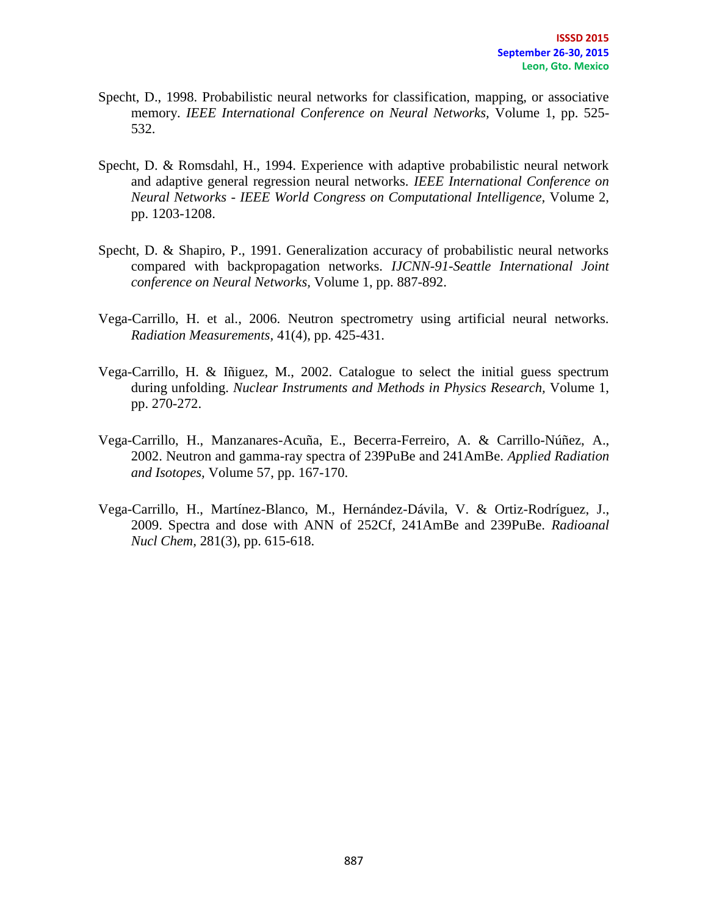Specht, D., 1998. Probabilistic neural networks for classification, mapping, or associative memory. *IEEE International Conference on Neural Networks*, Volume 1, pp. 525-532.

Specht, D. & Romsdahl, H., 1994. Experience with adaptive probabilistic neural network and adaptive general regression neural networks. *IEEE International Conference on Neural Networks - IEEE World Congress on Computational Intelligence*, Volume 2, pp. 1203-1208.

Specht, D. & Shapiro, P., 1991. Generalization accuracy of probabilistic neural networks compared with backpropagation networks. *IJCNN-91-Seattle International Joint conference on Neural Networks*, Volume 1, pp. 887-892.

Vega-Carrillo, H. et al., 2006. Neutron spectrometry using artificial neural networks. *Radiation Measurements*, 41(4), pp. 425-431.

Vega-Carrillo, H. & Iñiguez, M., 2002. Catalogue to select the initial guess spectrum during unfolding. *Nuclear Instruments and Methods in Physics Research*, Volume 1, pp. 270-272.

Vega-Carrillo, H., Manzanares-Acuña, E., Becerra-Ferreiro, A. & Carrillo-Núñez, A., 2002. Neutron and gamma-ray spectra of 239PuBe and 241AmBe. *Applied Radiation and Isotopes*, Volume 57, pp. 167-170.

Vega-Carrillo, H., Martínez-Blanco, M., Hernández-Dávila, V. & Ortiz-Rodríguez, J., 2009. Spectra and dose with ANN of 252Cf, 241AmBe and 239PuBe. *Radioanal Nucl Chem*, 281(3), pp. 615-618.